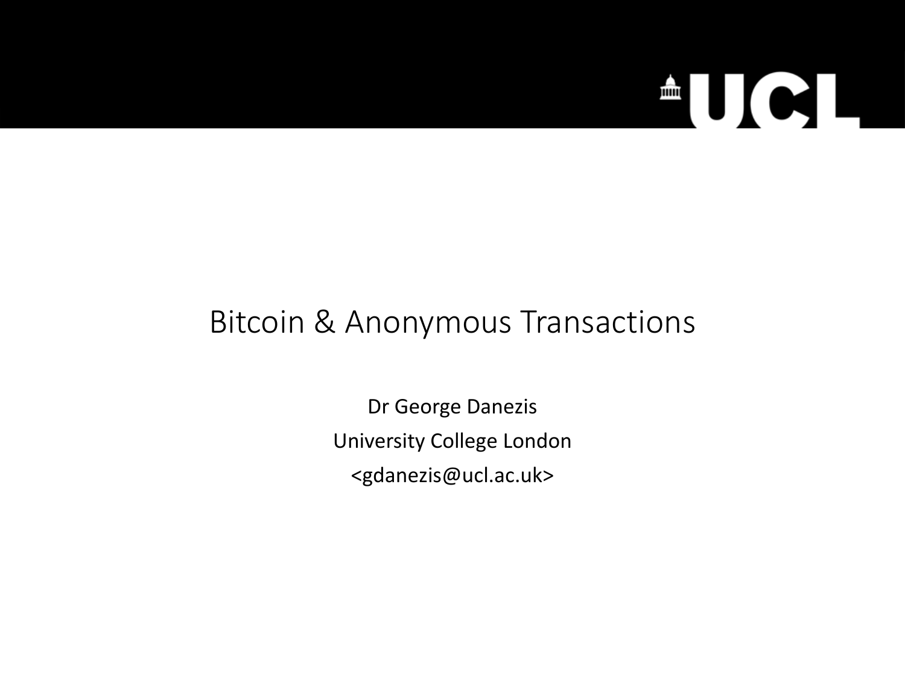# Bitcoin & Anonymous Transactions

Dr George Danezis

University College London

<gdanezis@ucl.ac.uk>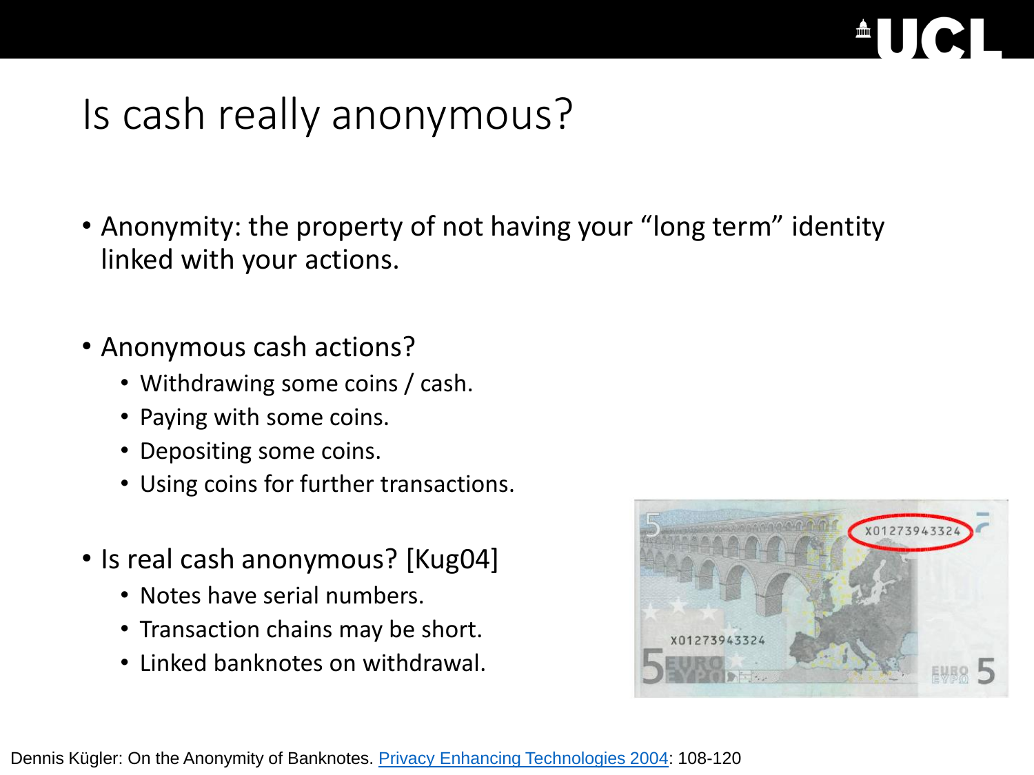# Is cash really anonymous?

- Anonymity: the property of not having your "long term" identity linked with your actions.

- Anonymous cash actions?
  - Withdrawing some coins / cash.
  - Paying with some coins.
  - Depositing some coins.
  - Using coins for further transactions.

- Is real cash anonymous? [Kug04]
  - Notes have serial numbers.
  - Transaction chains may be short.
  - Linked banknotes on withdrawal.

Dennis Kügler: On the Anonymity of Banknotes. Privacy Enhancing Technologies 2004: 108-120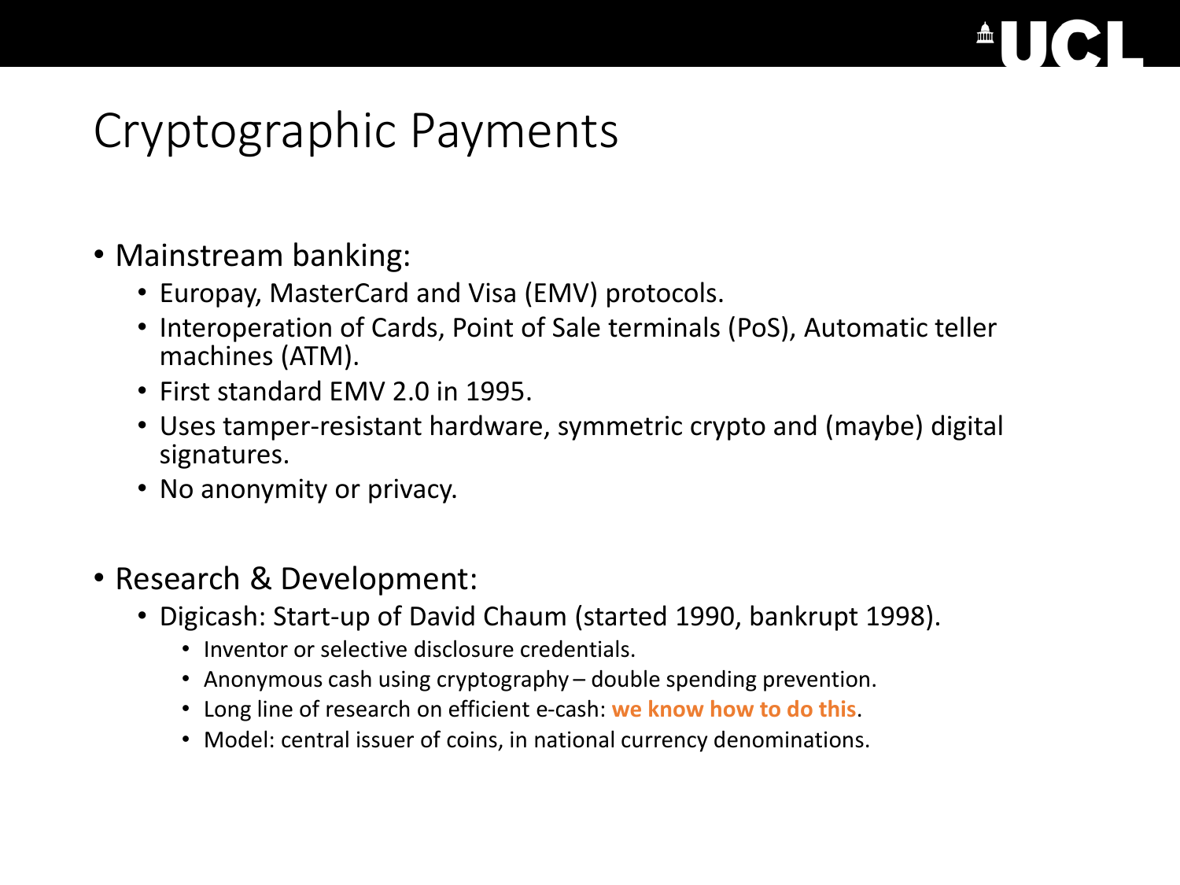# Cryptographic Payments

- Mainstream banking:
  - Europay, MasterCard and Visa (EMV) protocols.
  - Interoperation of Cards, Point of Sale terminals (PoS), Automatic teller machines (ATM).
  - First standard EMV 2.0 in 1995.
  - Uses tamper-resistant hardware, symmetric crypto and (maybe) digital signatures.
  - No anonymity or privacy.

- Research & Development:
  - Digicash: Start-up of David Chaum (started 1990, bankrupt 1998).
    - Inventor or selective disclosure credentials.
    - Anonymous cash using cryptography – double spending prevention.
    - Long line of research on efficient e-cash: **we know how to do this**.
    - Model: central issuer of coins, in national currency denominations.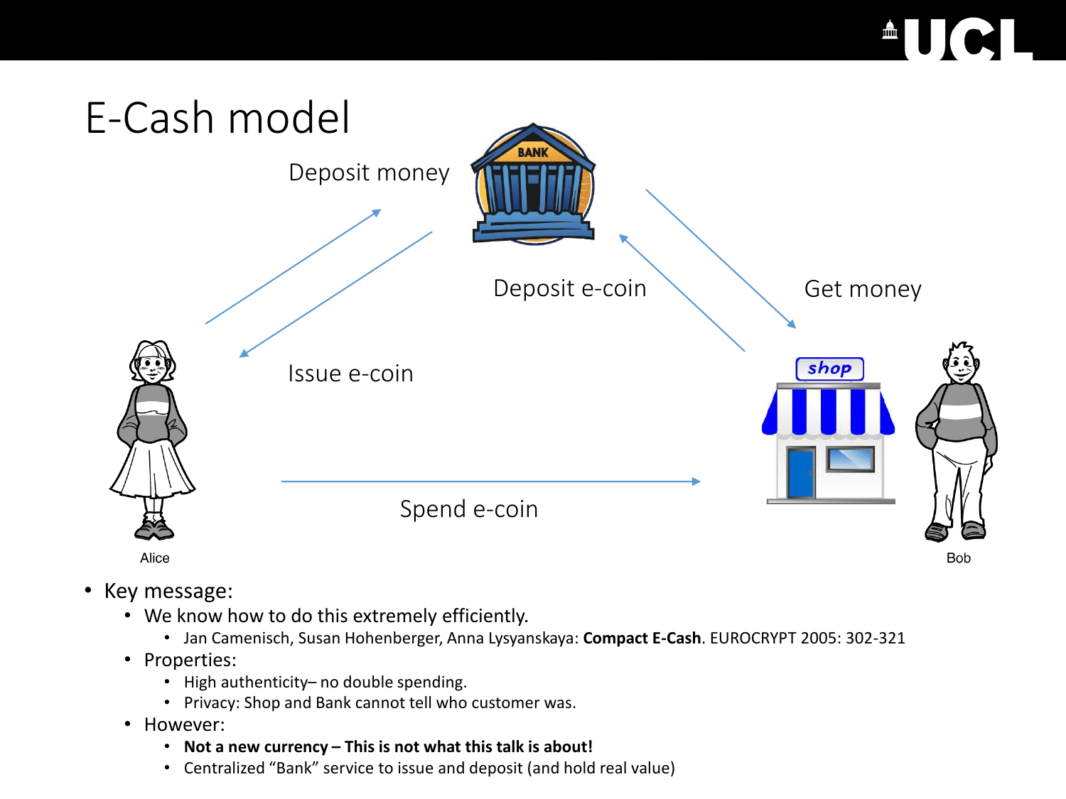# E-Cash model

Deposit money

Issue e-coin

Deposit e-coin

Get money

Spend e-coin

Alice

Bob

- Key message:
  - We know how to do this extremely efficiently.
    - Jan Camenisch, Susan Hohenberger, Anna Lysyanskaya: **Compact E-Cash**. EUROCRYPT 2005: 302-321
  - Properties:
    - High authenticity– no double spending.
    - Privacy: Shop and Bank cannot tell who customer was.
  - However:
    - **Not a new currency – This is not what this talk is about!**
    - Centralized "Bank" service to issue and deposit (and hold real value)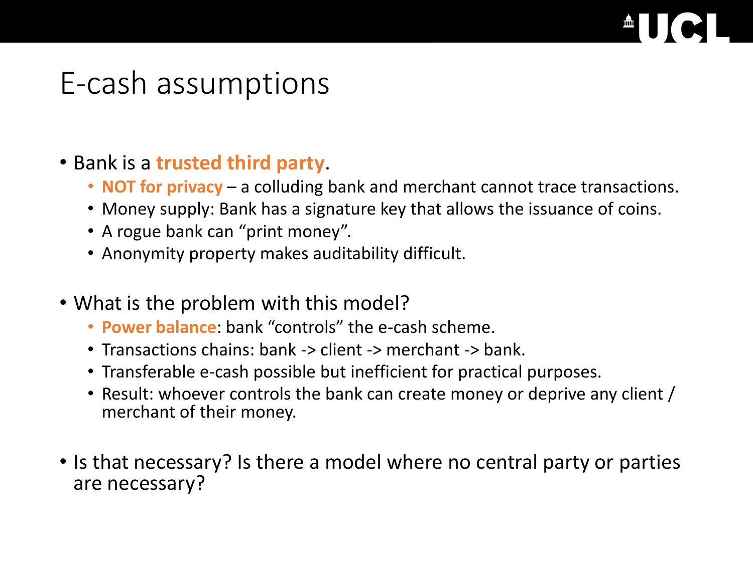# E-cash assumptions

- Bank is a **trusted third party**.
  - **NOT for privacy** – a colluding bank and merchant cannot trace transactions.
  - Money supply: Bank has a signature key that allows the issuance of coins.
  - A rogue bank can "print money".
  - Anonymity property makes auditability difficult.

- What is the problem with this model?
  - **Power balance**: bank "controls" the e-cash scheme.
  - Transactions chains: bank -> client -> merchant -> bank.
  - Transferable e-cash possible but inefficient for practical purposes.
  - Result: whoever controls the bank can create money or deprive any client / merchant of their money.

- Is that necessary? Is there a model where no central party or parties are necessary?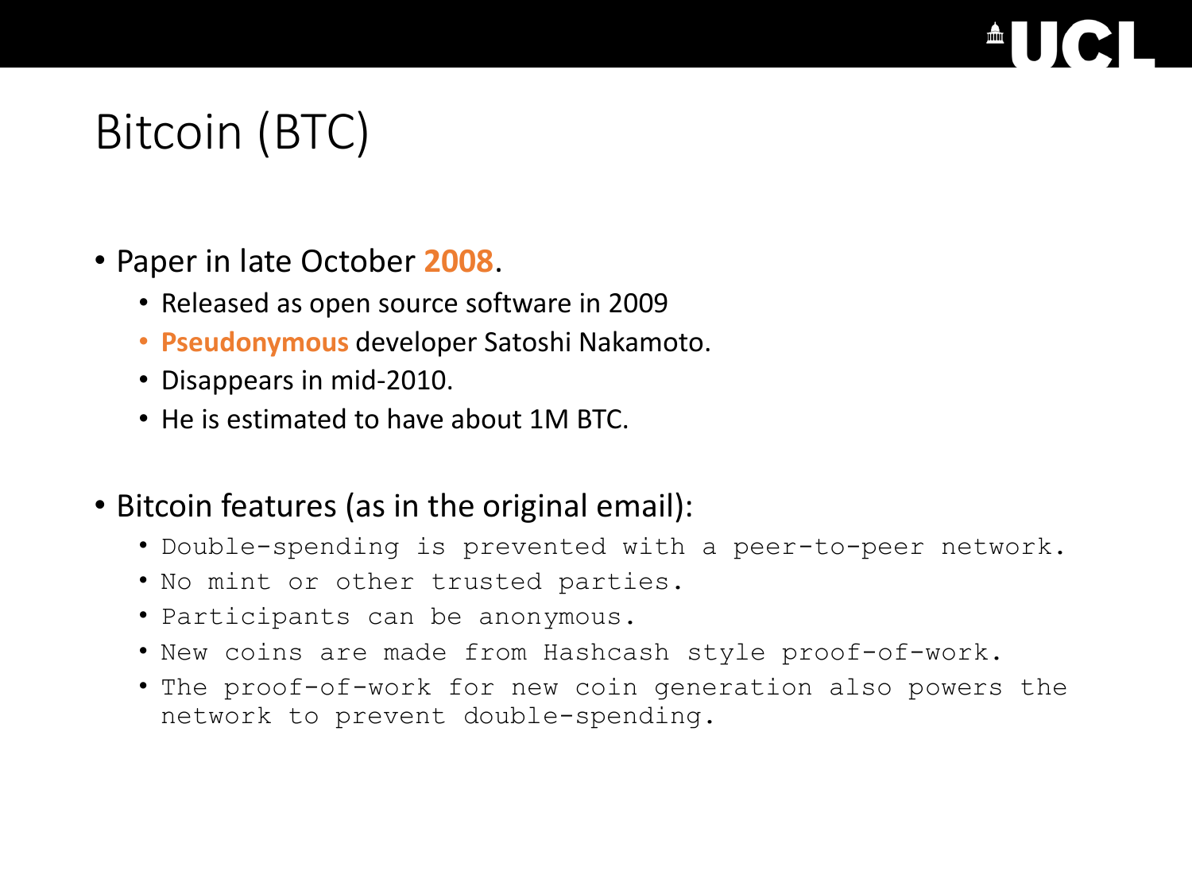# Bitcoin (BTC)

- Paper in late October **2008**.
  - Released as open source software in 2009
  - **Pseudonymous** developer Satoshi Nakamoto.
  - Disappears in mid-2010.
  - He is estimated to have about 1M BTC.

- Bitcoin features (as in the original email):
  - `Double-spending is prevented with a peer-to-peer network.`
  - `No mint or other trusted parties.`
  - `Participants can be anonymous.`
  - `New coins are made from Hashcash style proof-of-work.`
  - `The proof-of-work for new coin generation also powers the network to prevent double-spending.`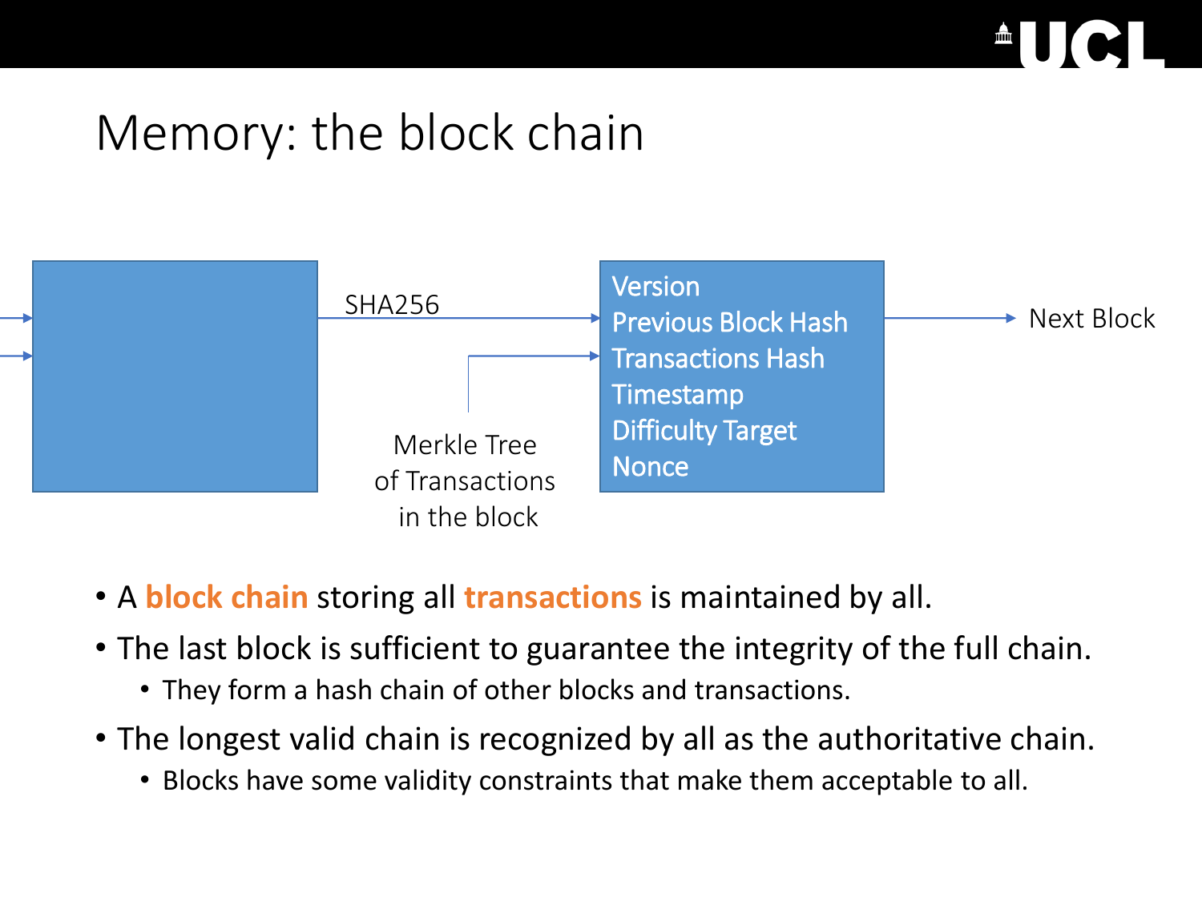# Memory: the block chain

SHA256

Version
Previous Block Hash
Transactions Hash
Timestamp
Difficulty Target
Nonce

Next Block

Merkle Tree of Transactions in the block

- A **block chain** storing all **transactions** is maintained by all.
- The last block is sufficient to guarantee the integrity of the full chain.
  - They form a hash chain of other blocks and transactions.
- The longest valid chain is recognized by all as the authoritative chain.
  - Blocks have some validity constraints that make them acceptable to all.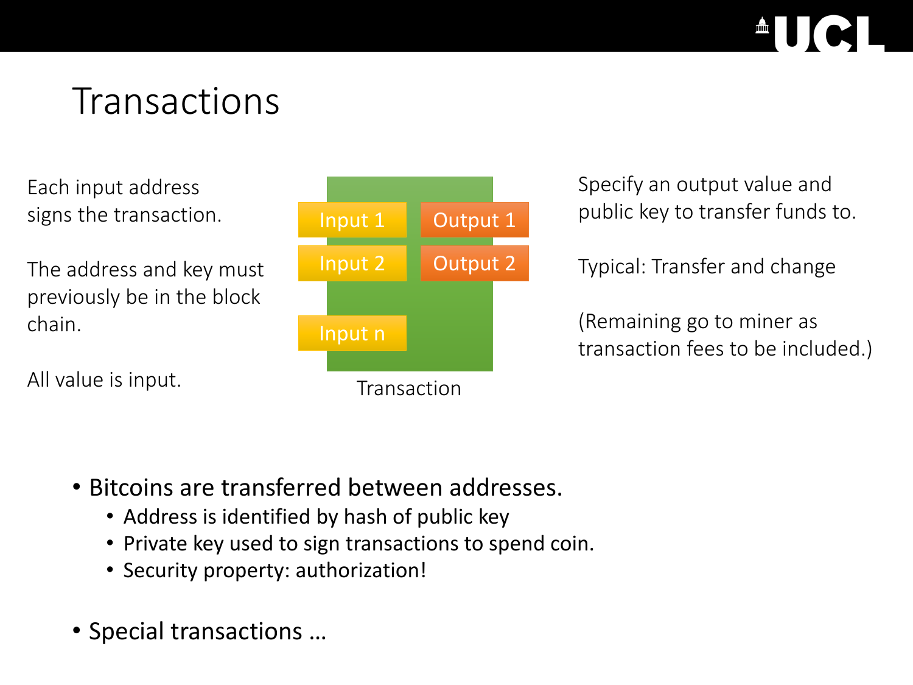# Transactions

Each input address signs the transaction.

The address and key must previously be in the block chain.

All value is input.

Input 1 | Output 1
Input 2 | Output 2
Input n

Transaction

Specify an output value and public key to transfer funds to.

Typical: Transfer and change

(Remaining go to miner as transaction fees to be included.)

- Bitcoins are transferred between addresses.
  - Address is identified by hash of public key
  - Private key used to sign transactions to spend coin.
  - Security property: authorization!
- Special transactions …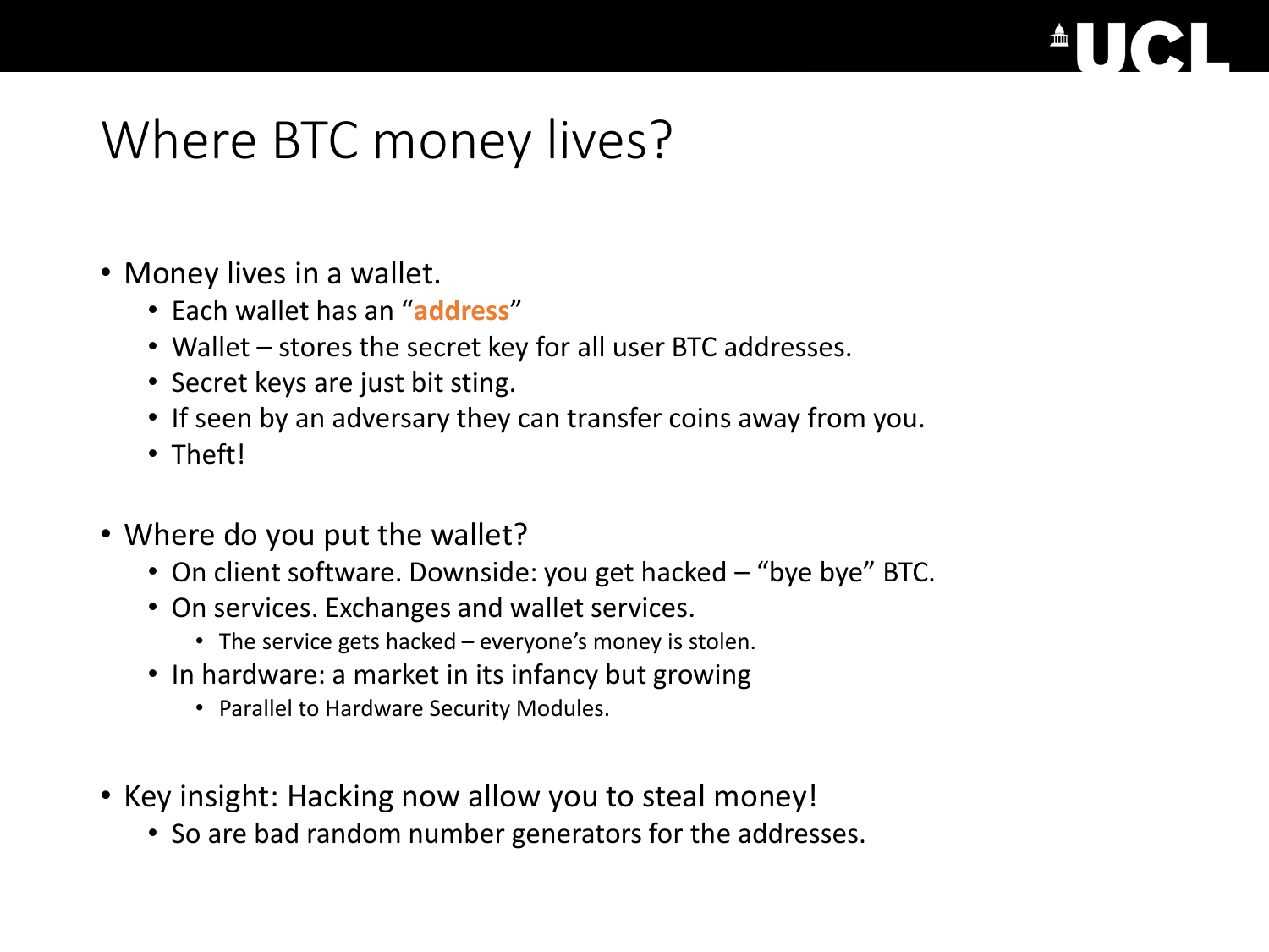# Where BTC money lives?

- Money lives in a wallet.
  - Each wallet has an "**address**"
  - Wallet – stores the secret key for all user BTC addresses.
  - Secret keys are just bit sting.
  - If seen by an adversary they can transfer coins away from you.
  - Theft!

- Where do you put the wallet?
  - On client software. Downside: you get hacked – "bye bye" BTC.
  - On services. Exchanges and wallet services.
    - The service gets hacked – everyone's money is stolen.
  - In hardware: a market in its infancy but growing
    - Parallel to Hardware Security Modules.

- Key insight: Hacking now allow you to steal money!
  - So are bad random number generators for the addresses.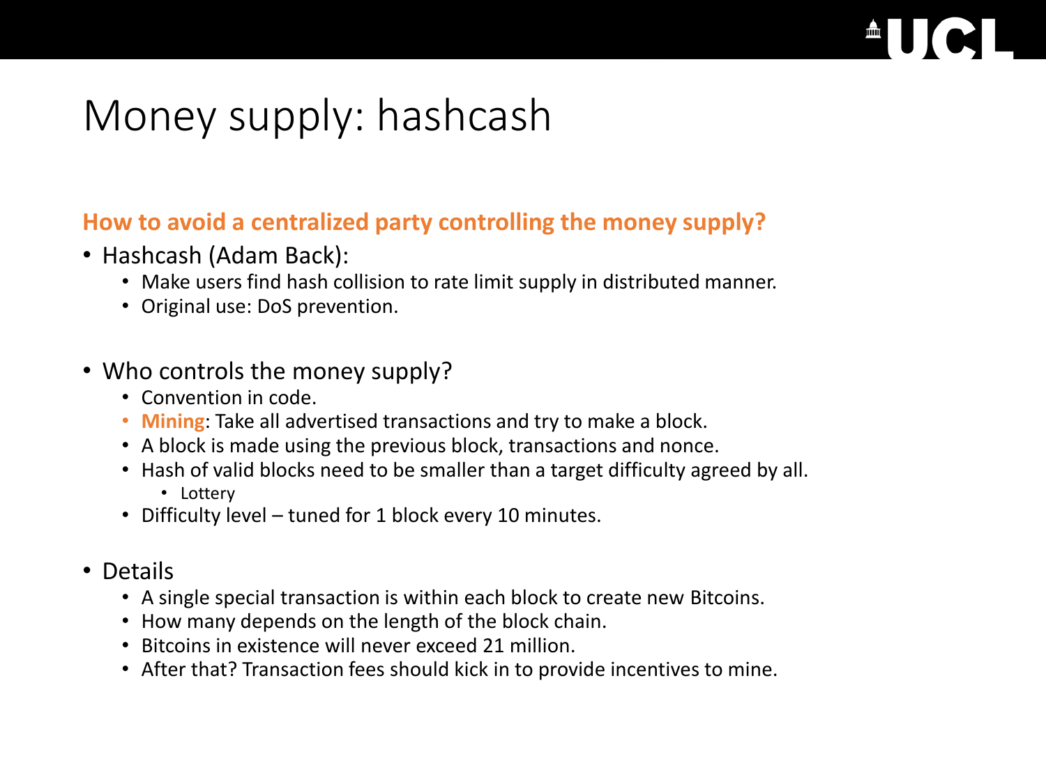# Money supply: hashcash

**How to avoid a centralized party controlling the money supply?**

- Hashcash (Adam Back):
  - Make users find hash collision to rate limit supply in distributed manner.
  - Original use: DoS prevention.

- Who controls the money supply?
  - Convention in code.
  - **Mining**: Take all advertised transactions and try to make a block.
  - A block is made using the previous block, transactions and nonce.
  - Hash of valid blocks need to be smaller than a target difficulty agreed by all.
    - Lottery
  - Difficulty level – tuned for 1 block every 10 minutes.

- Details
  - A single special transaction is within each block to create new Bitcoins.
  - How many depends on the length of the block chain.
  - Bitcoins in existence will never exceed 21 million.
  - After that? Transaction fees should kick in to provide incentives to mine.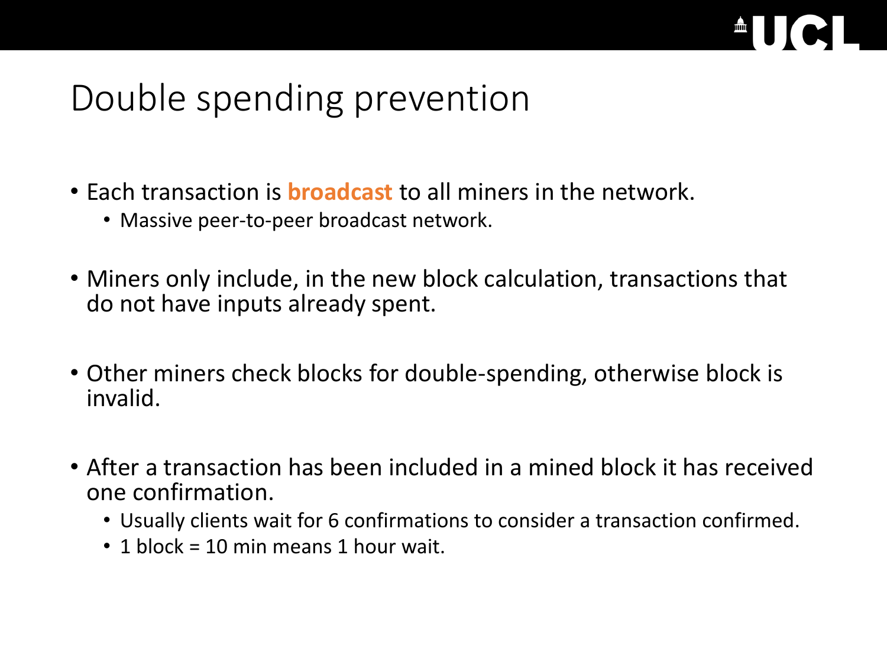# Double spending prevention

- Each transaction is **broadcast** to all miners in the network.
  - Massive peer-to-peer broadcast network.
- Miners only include, in the new block calculation, transactions that do not have inputs already spent.
- Other miners check blocks for double-spending, otherwise block is invalid.
- After a transaction has been included in a mined block it has received one confirmation.
  - Usually clients wait for 6 confirmations to consider a transaction confirmed.
  - 1 block = 10 min means 1 hour wait.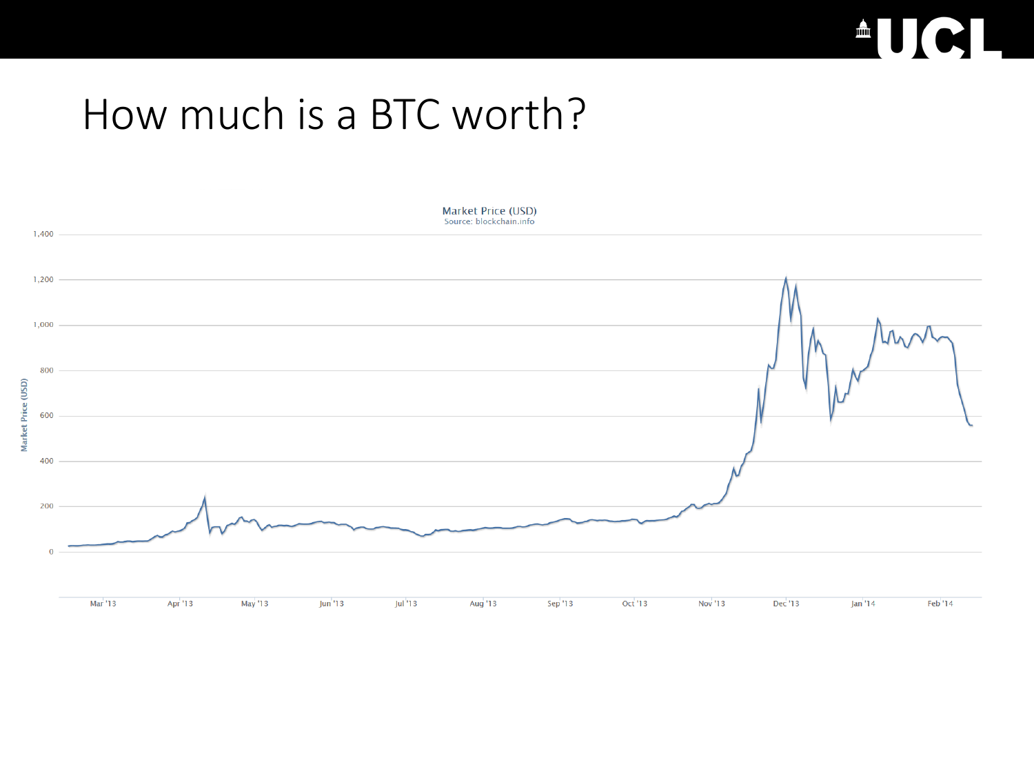# How much is a BTC worth?

Market Price (USD)
Source: blockchain.info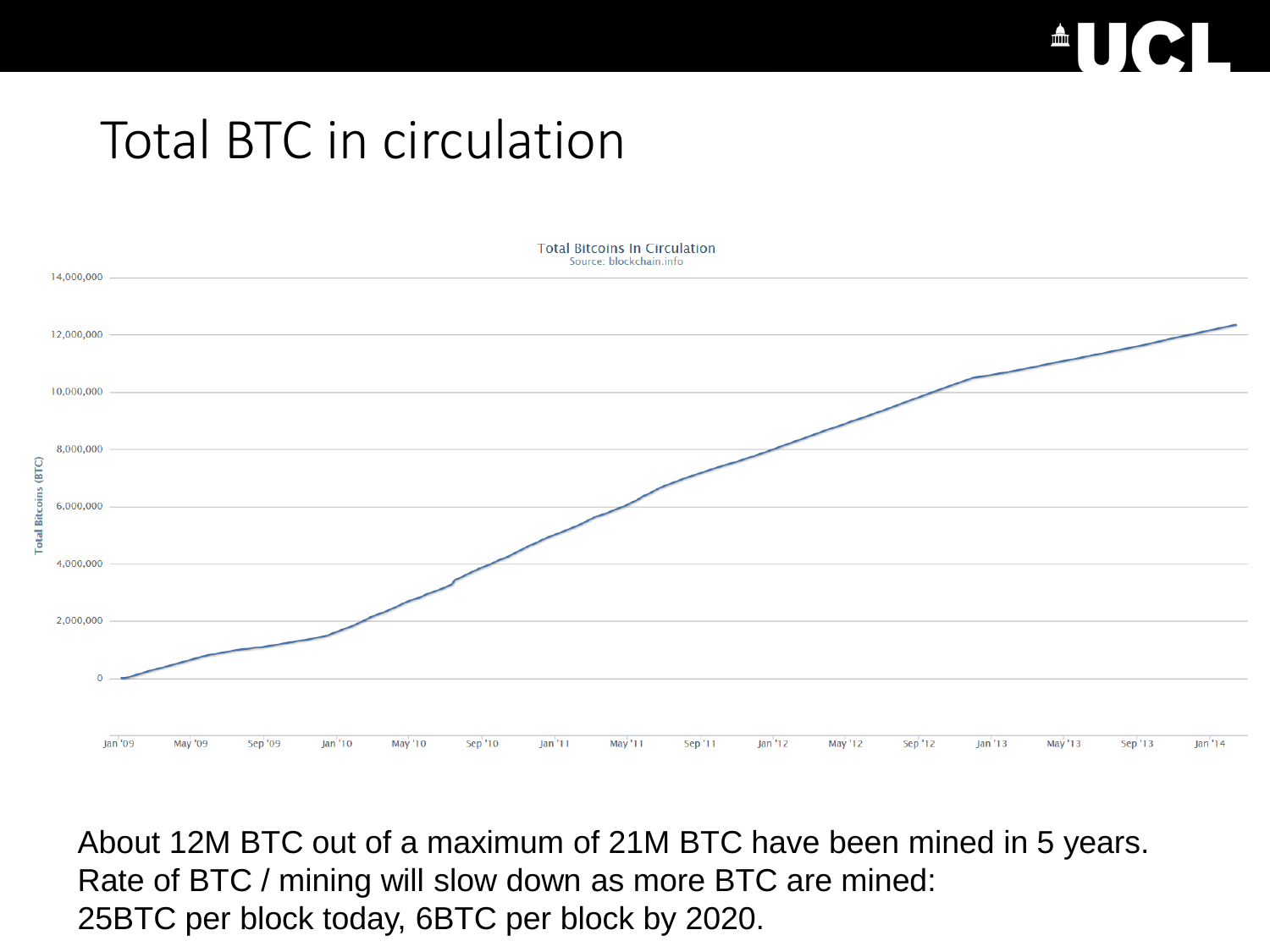# Total BTC in circulation

About 12M BTC out of a maximum of 21M BTC have been mined in 5 years.
Rate of BTC / mining will slow down as more BTC are mined:
25BTC per block today, 6BTC per block by 2020.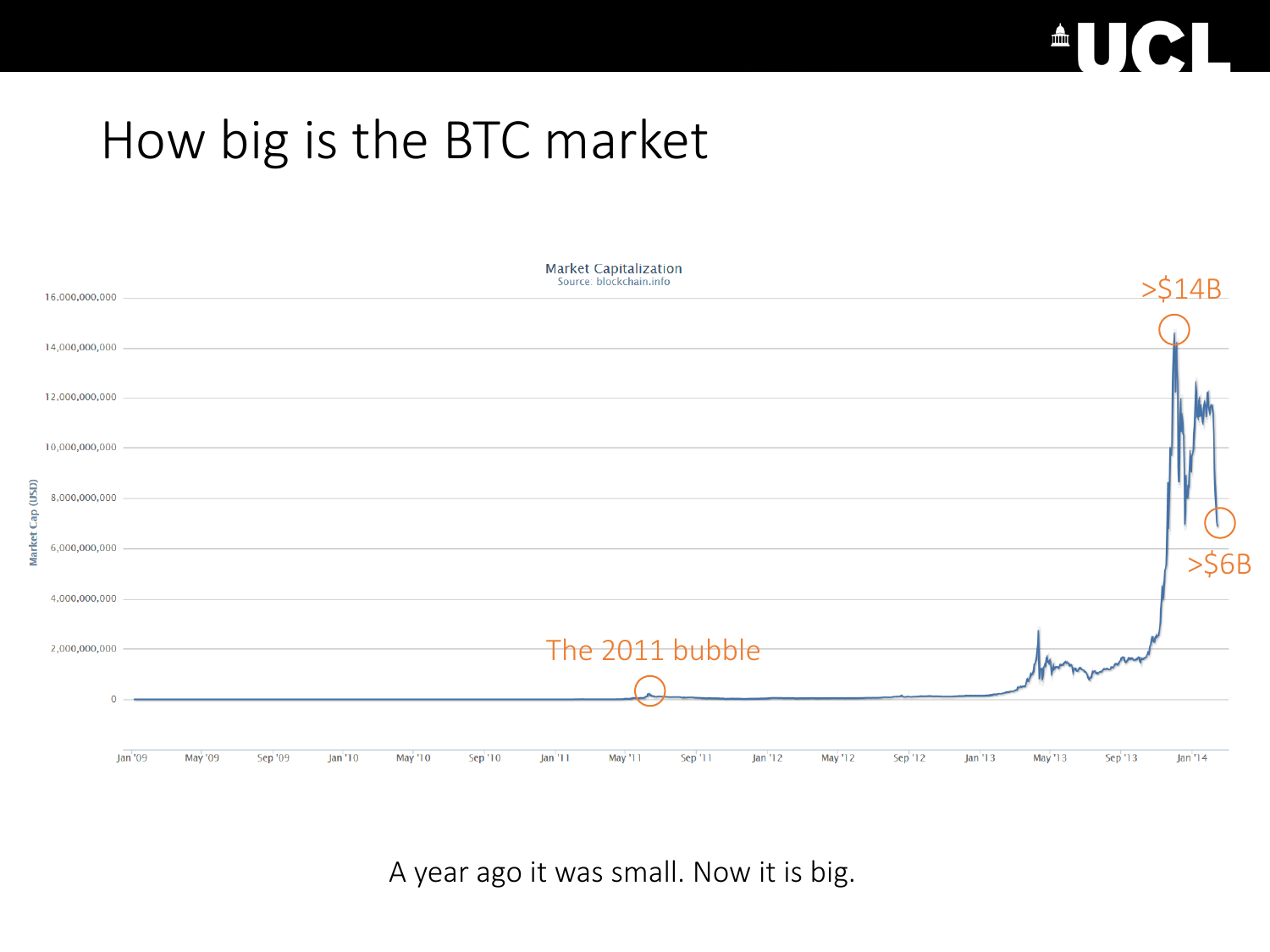# How big is the BTC market

A year ago it was small. Now it is big.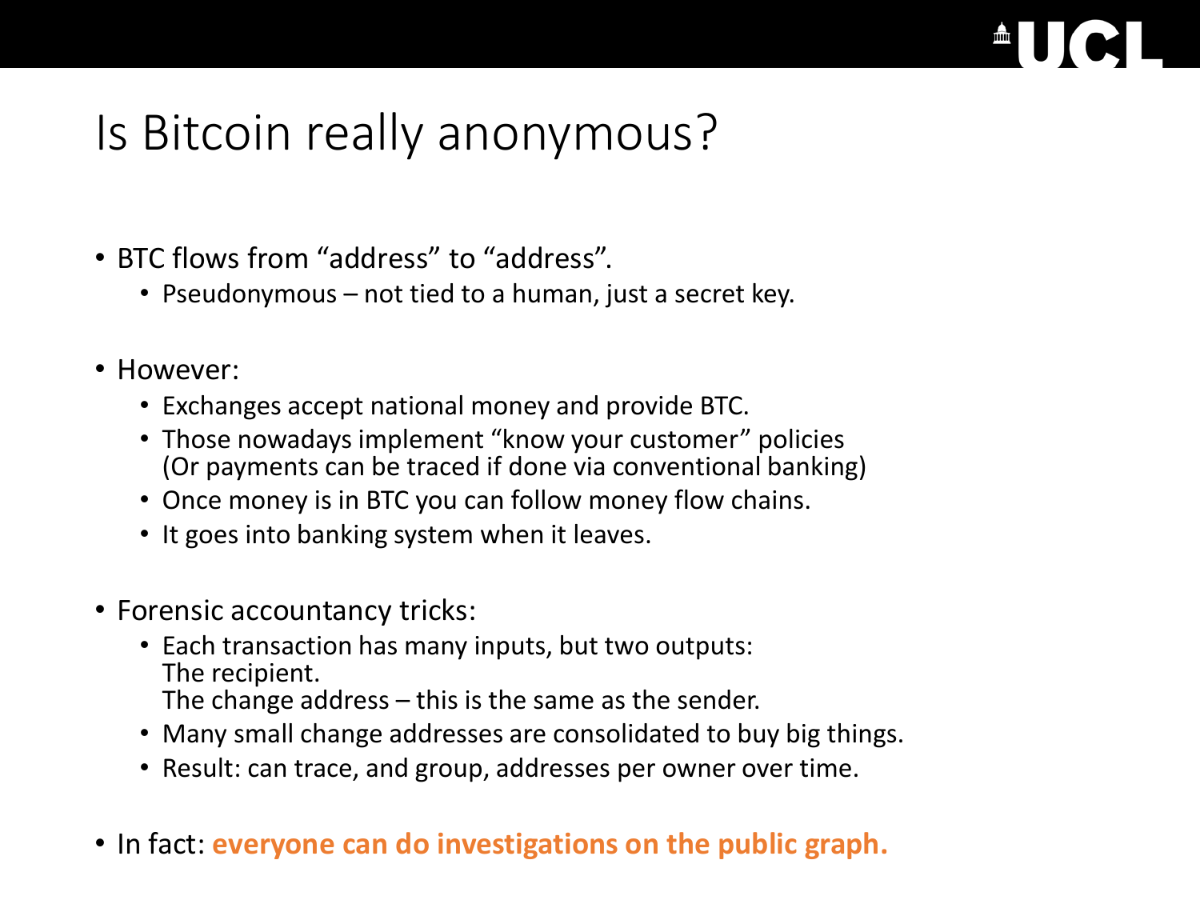# Is Bitcoin really anonymous?

- BTC flows from "address" to "address".
  - Pseudonymous – not tied to a human, just a secret key.
- However:
  - Exchanges accept national money and provide BTC.
  - Those nowadays implement "know your customer" policies (Or payments can be traced if done via conventional banking)
  - Once money is in BTC you can follow money flow chains.
  - It goes into banking system when it leaves.
- Forensic accountancy tricks:
  - Each transaction has many inputs, but two outputs:  
    The recipient.  
    The change address – this is the same as the sender.
  - Many small change addresses are consolidated to buy big things.
  - Result: can trace, and group, addresses per owner over time.
- In fact: **everyone can do investigations on the public graph.**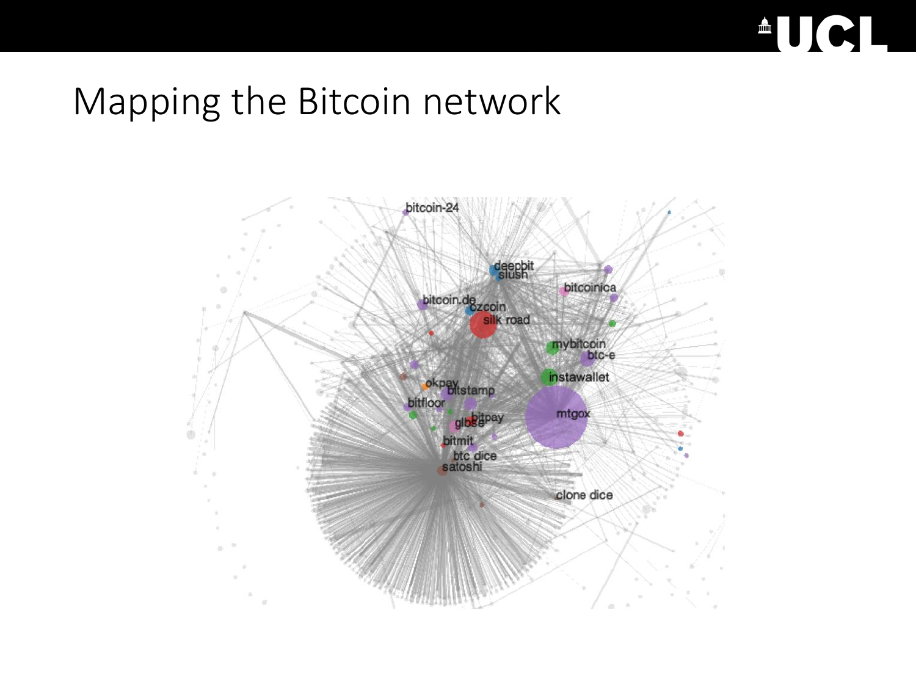# Mapping the Bitcoin network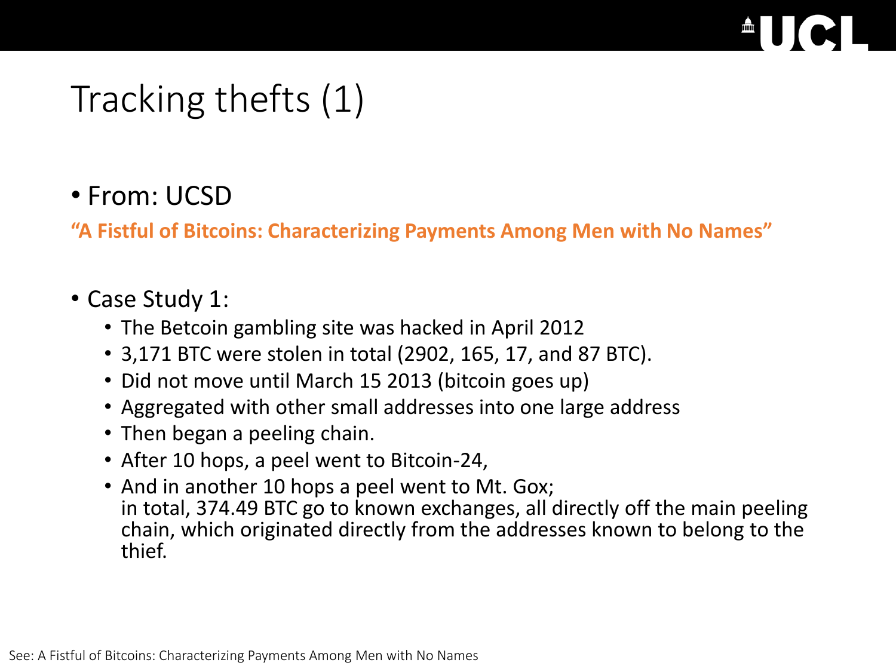# Tracking thefts (1)

- From: UCSD

**“A Fistful of Bitcoins: Characterizing Payments Among Men with No Names”**

- Case Study 1:
  - The Betcoin gambling site was hacked in April 2012
  - 3,171 BTC were stolen in total (2902, 165, 17, and 87 BTC).
  - Did not move until March 15 2013 (bitcoin goes up)
  - Aggregated with other small addresses into one large address
  - Then began a peeling chain.
  - After 10 hops, a peel went to Bitcoin-24,
  - And in another 10 hops a peel went to Mt. Gox; in total, 374.49 BTC go to known exchanges, all directly off the main peeling chain, which originated directly from the addresses known to belong to the thief.

See: A Fistful of Bitcoins: Characterizing Payments Among Men with No Names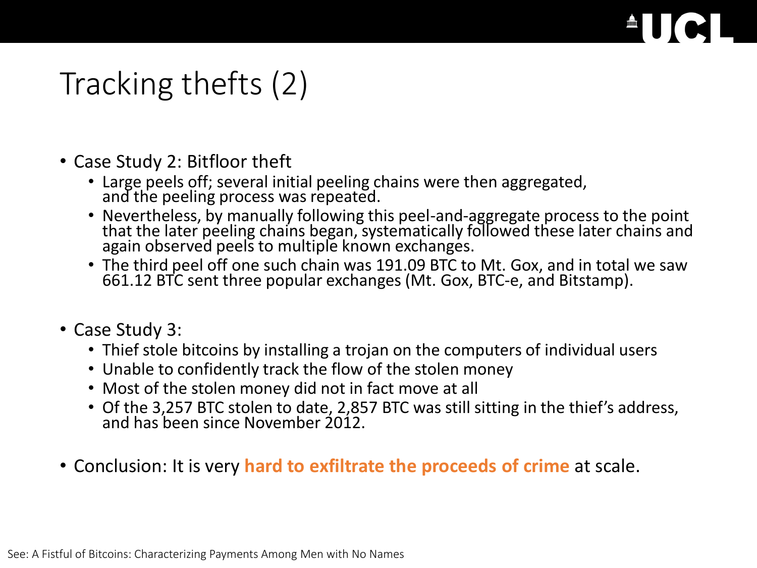# Tracking thefts (2)

- Case Study 2: Bitfloor theft
  - Large peels off; several initial peeling chains were then aggregated, and the peeling process was repeated.
  - Nevertheless, by manually following this peel-and-aggregate process to the point that the later peeling chains began, systematically followed these later chains and again observed peels to multiple known exchanges.
  - The third peel off one such chain was 191.09 BTC to Mt. Gox, and in total we saw 661.12 BTC sent three popular exchanges (Mt. Gox, BTC-e, and Bitstamp).

- Case Study 3:
  - Thief stole bitcoins by installing a trojan on the computers of individual users
  - Unable to confidently track the flow of the stolen money
  - Most of the stolen money did not in fact move at all
  - Of the 3,257 BTC stolen to date, 2,857 BTC was still sitting in the thief's address, and has been since November 2012.

- Conclusion: It is very **hard to exfiltrate the proceeds of crime** at scale.

See: A Fistful of Bitcoins: Characterizing Payments Among Men with No Names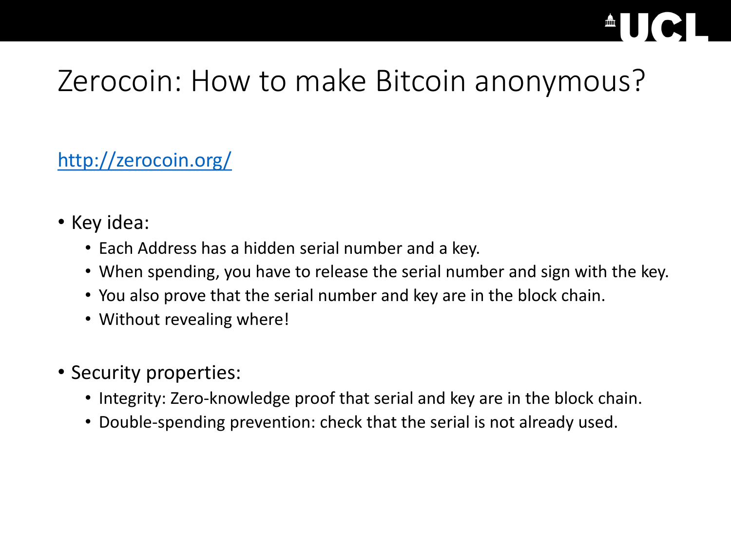# Zerocoin: How to make Bitcoin anonymous?

[http://zerocoin.org/](http://zerocoin.org/)

- Key idea:
  - Each Address has a hidden serial number and a key.
  - When spending, you have to release the serial number and sign with the key.
  - You also prove that the serial number and key are in the block chain.
  - Without revealing where!
- Security properties:
  - Integrity: Zero-knowledge proof that serial and key are in the block chain.
  - Double-spending prevention: check that the serial is not already used.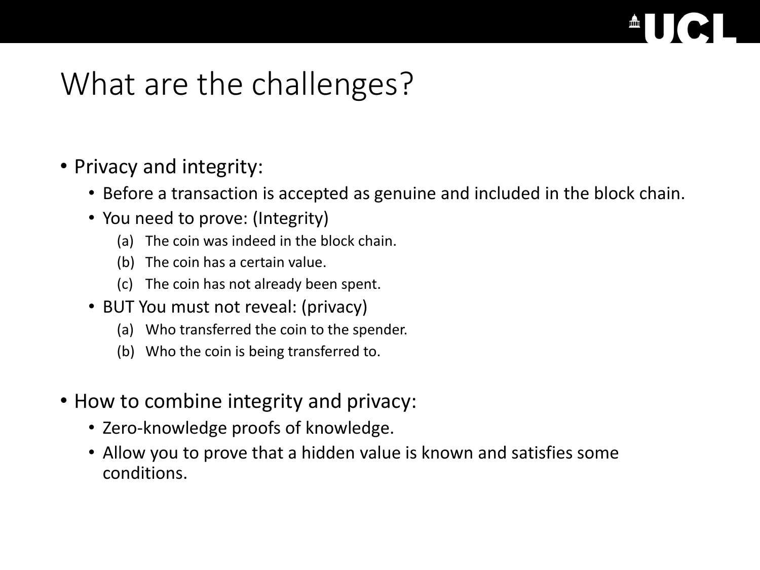# What are the challenges?

- Privacy and integrity:
  - Before a transaction is accepted as genuine and included in the block chain.
  - You need to prove: (Integrity)
    - (a) The coin was indeed in the block chain.
    - (b) The coin has a certain value.
    - (c) The coin has not already been spent.
  - BUT You must not reveal: (privacy)
    - (a) Who transferred the coin to the spender.
    - (b) Who the coin is being transferred to.

- How to combine integrity and privacy:
  - Zero-knowledge proofs of knowledge.
  - Allow you to prove that a hidden value is known and satisfies some conditions.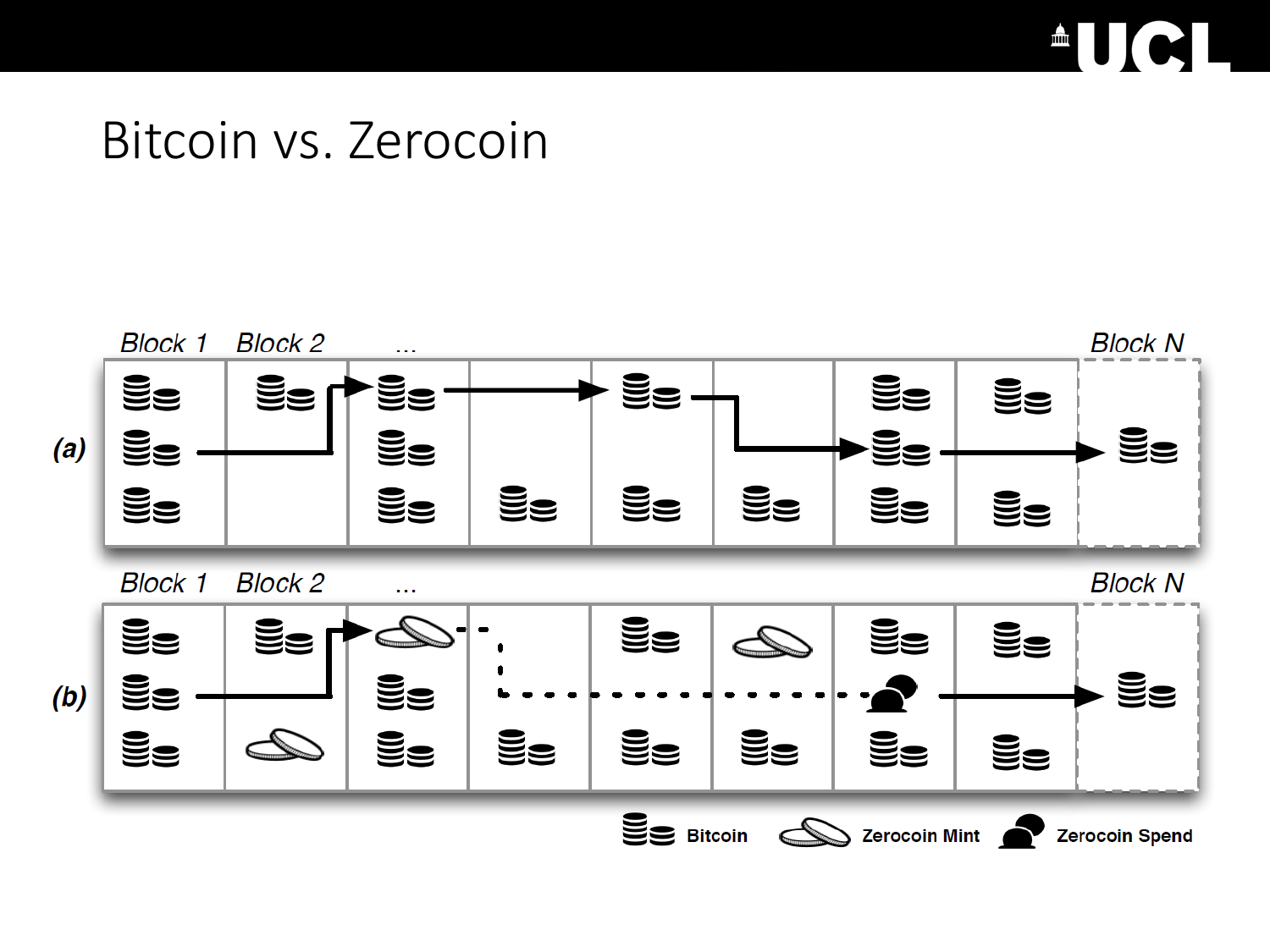# Bitcoin vs. Zerocoin

Block 1 Block 2 ... Block N

(a)

Block 1 Block 2 ... Block N

(b)

Bitcoin Zerocoin Mint Zerocoin Spend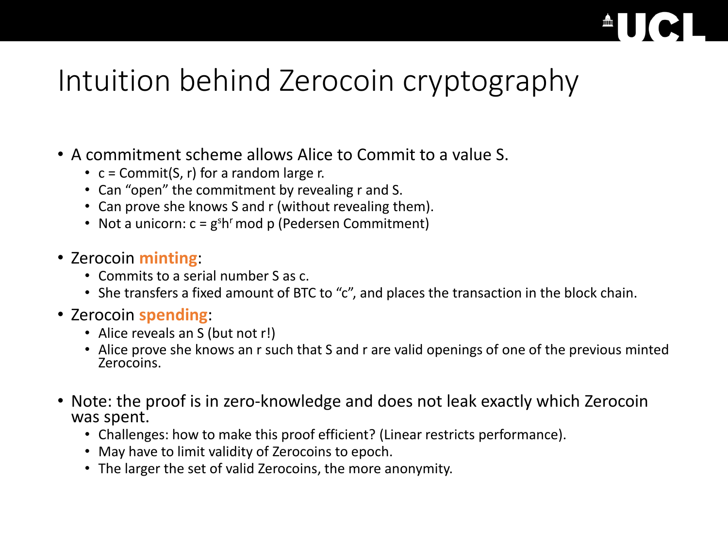# Intuition behind Zerocoin cryptography

- A commitment scheme allows Alice to Commit to a value S.
  - c = Commit(S, r) for a random large r.
  - Can "open" the commitment by revealing r and S.
  - Can prove she knows S and r (without revealing them).
  - Not a unicorn: $c = g^s h^r \bmod p$ (Pedersen Commitment)
- Zerocoin **minting**:
  - Commits to a serial number S as c.
  - She transfers a fixed amount of BTC to "c", and places the transaction in the block chain.
- Zerocoin **spending**:
  - Alice reveals an S (but not r!)
  - Alice prove she knows an r such that S and r are valid openings of one of the previous minted Zerocoins.
- Note: the proof is in zero-knowledge and does not leak exactly which Zerocoin was spent.
  - Challenges: how to make this proof efficient? (Linear restricts performance).
  - May have to limit validity of Zerocoins to epoch.
  - The larger the set of valid Zerocoins, the more anonymity.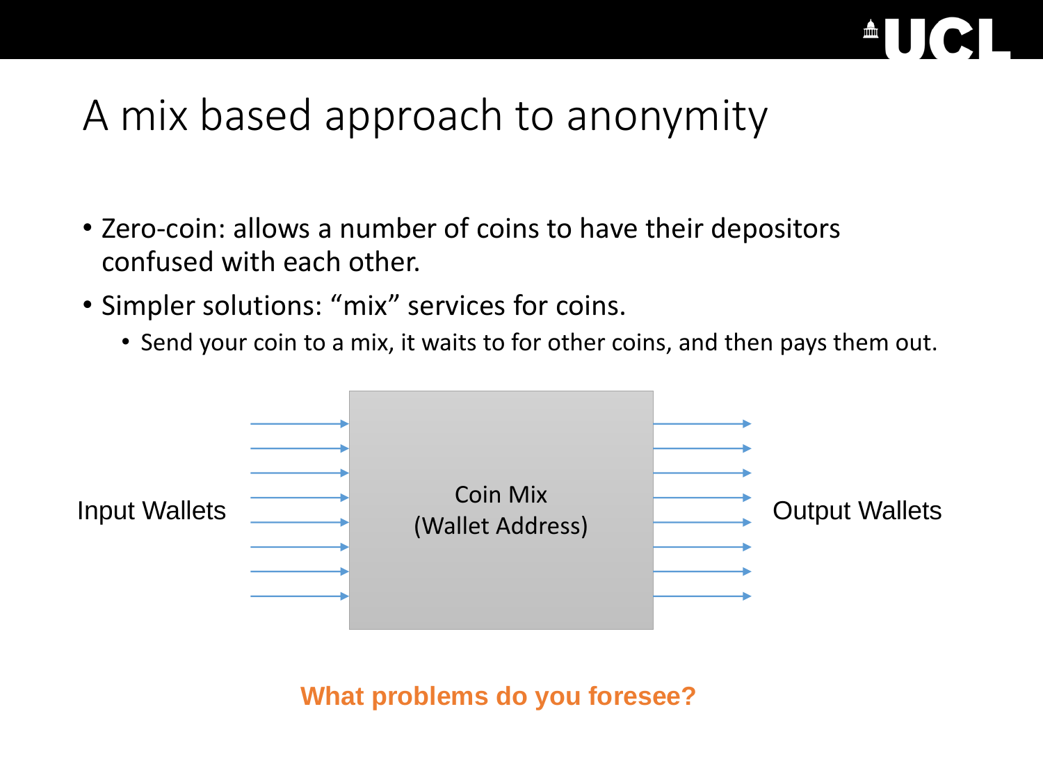# A mix based approach to anonymity

- Zero-coin: allows a number of coins to have their depositors confused with each other.
- Simpler solutions: “mix” services for coins.
  - Send your coin to a mix, it waits to for other coins, and then pays them out.

Input Wallets

Coin Mix
(Wallet Address)

Output Wallets

**What problems do you foresee?**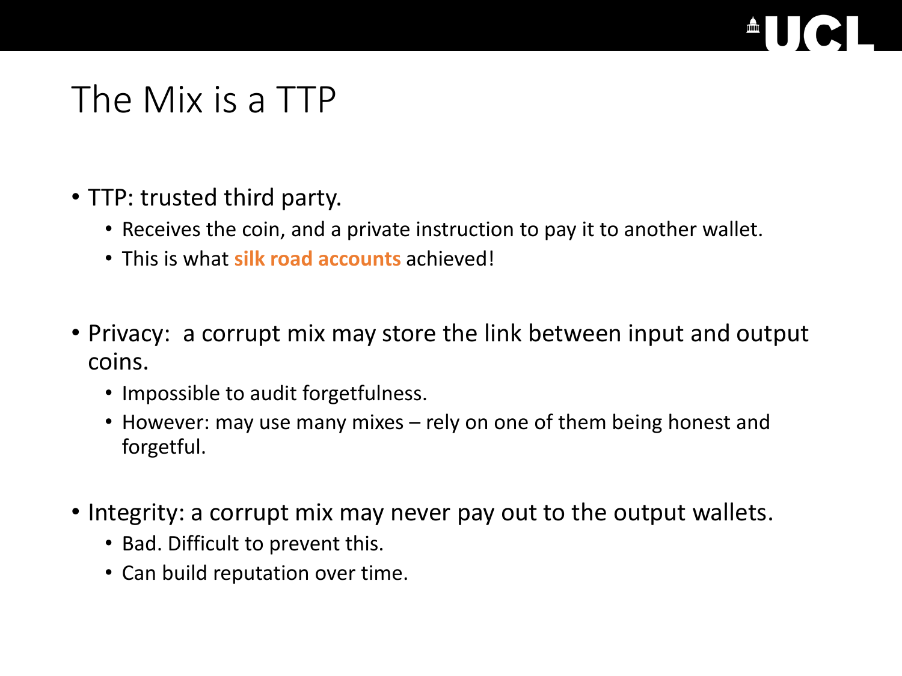# The Mix is a TTP

- TTP: trusted third party.
  - Receives the coin, and a private instruction to pay it to another wallet.
  - This is what **silk road accounts** achieved!
- Privacy: a corrupt mix may store the link between input and output coins.
  - Impossible to audit forgetfulness.
  - However: may use many mixes – rely on one of them being honest and forgetful.
- Integrity: a corrupt mix may never pay out to the output wallets.
  - Bad. Difficult to prevent this.
  - Can build reputation over time.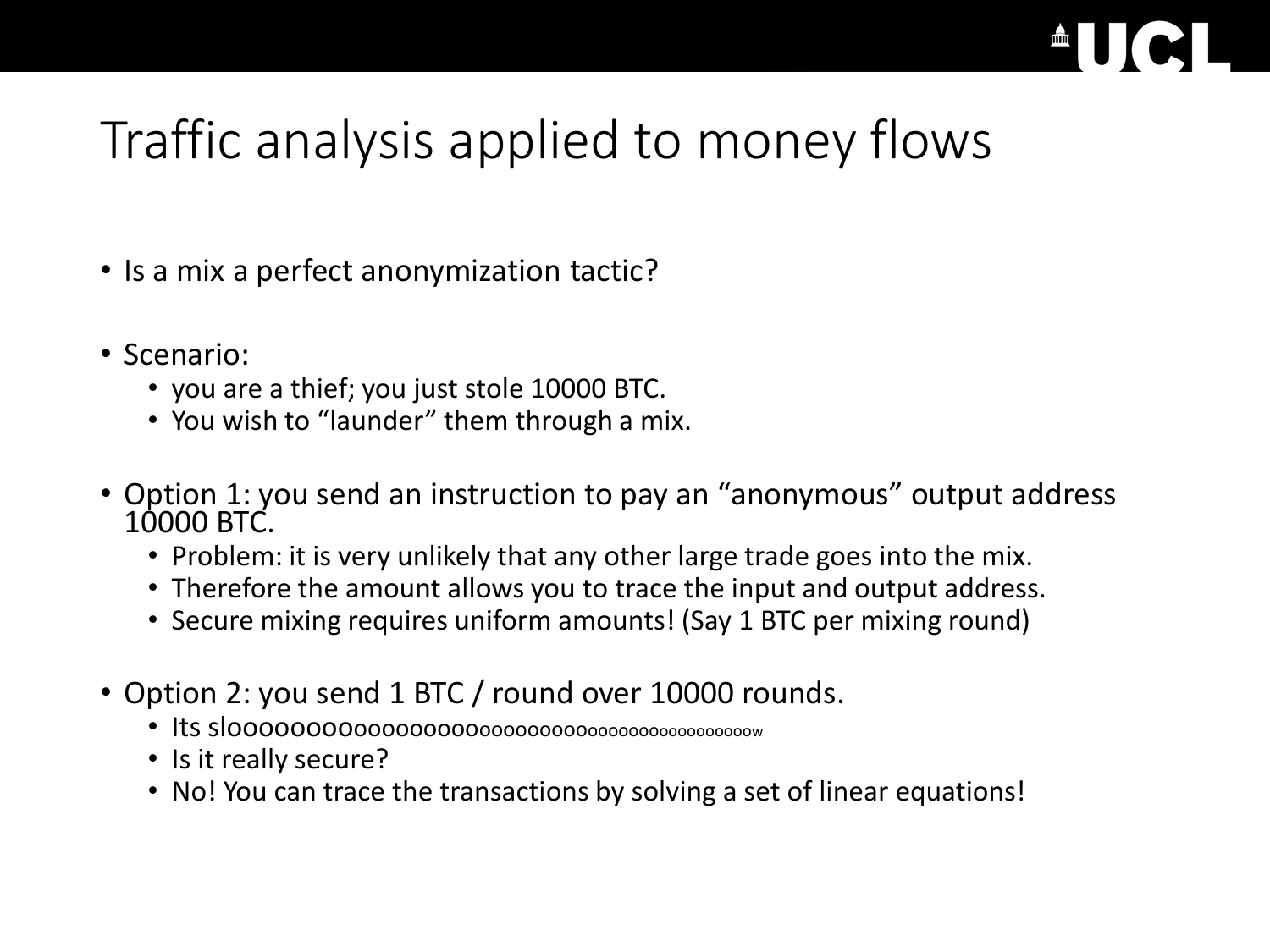# Traffic analysis applied to money flows

- Is a mix a perfect anonymization tactic?
- Scenario:
  - you are a thief; you just stole 10000 BTC.
  - You wish to "launder" them through a mix.
- Option 1: you send an instruction to pay an "anonymous" output address 10000 BTC.
  - Problem: it is very unlikely that any other large trade goes into the mix.
  - Therefore the amount allows you to trace the input and output address.
  - Secure mixing requires uniform amounts! (Say 1 BTC per mixing round)
- Option 2: you send 1 BTC / round over 10000 rounds.
  - Its slooooooooooooooooooooooooooooooooooooooooooooooooooow
  - Is it really secure?
  - No! You can trace the transactions by solving a set of linear equations!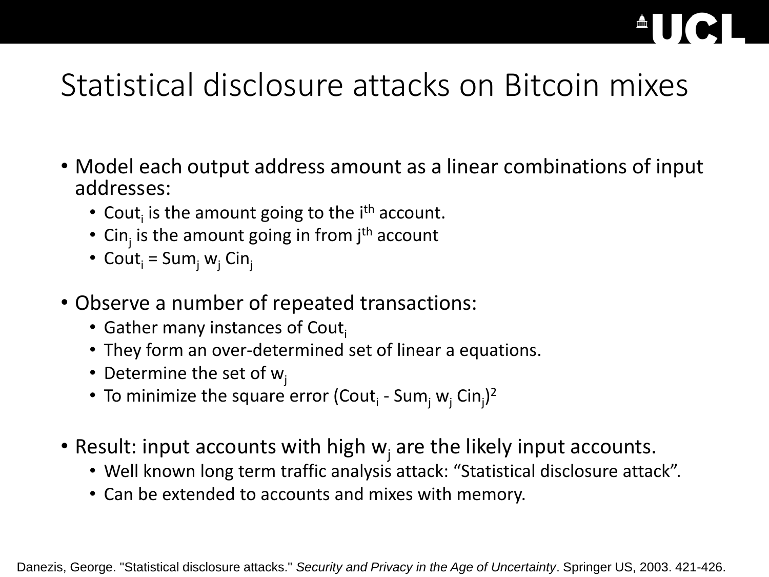# Statistical disclosure attacks on Bitcoin mixes

- Model each output address amount as a linear combinations of input addresses:
  - $Cout_i$ is the amount going to the $i^{th}$ account.
  - $Cin_j$ is the amount going in from $j^{th}$ account
  - $Cout_i = Sum_j \, w_j \, Cin_j$
- Observe a number of repeated transactions:
  - Gather many instances of $Cout_i$
  - They form an over-determined set of linear a equations.
  - Determine the set of $w_j$
  - To minimize the square error $(Cout_i - Sum_j \, w_j \, Cin_j)^2$
- Result: input accounts with high $w_j$ are the likely input accounts.
  - Well known long term traffic analysis attack: "Statistical disclosure attack".
  - Can be extended to accounts and mixes with memory.

Danezis, George. "Statistical disclosure attacks." *Security and Privacy in the Age of Uncertainty*. Springer US, 2003. 421-426.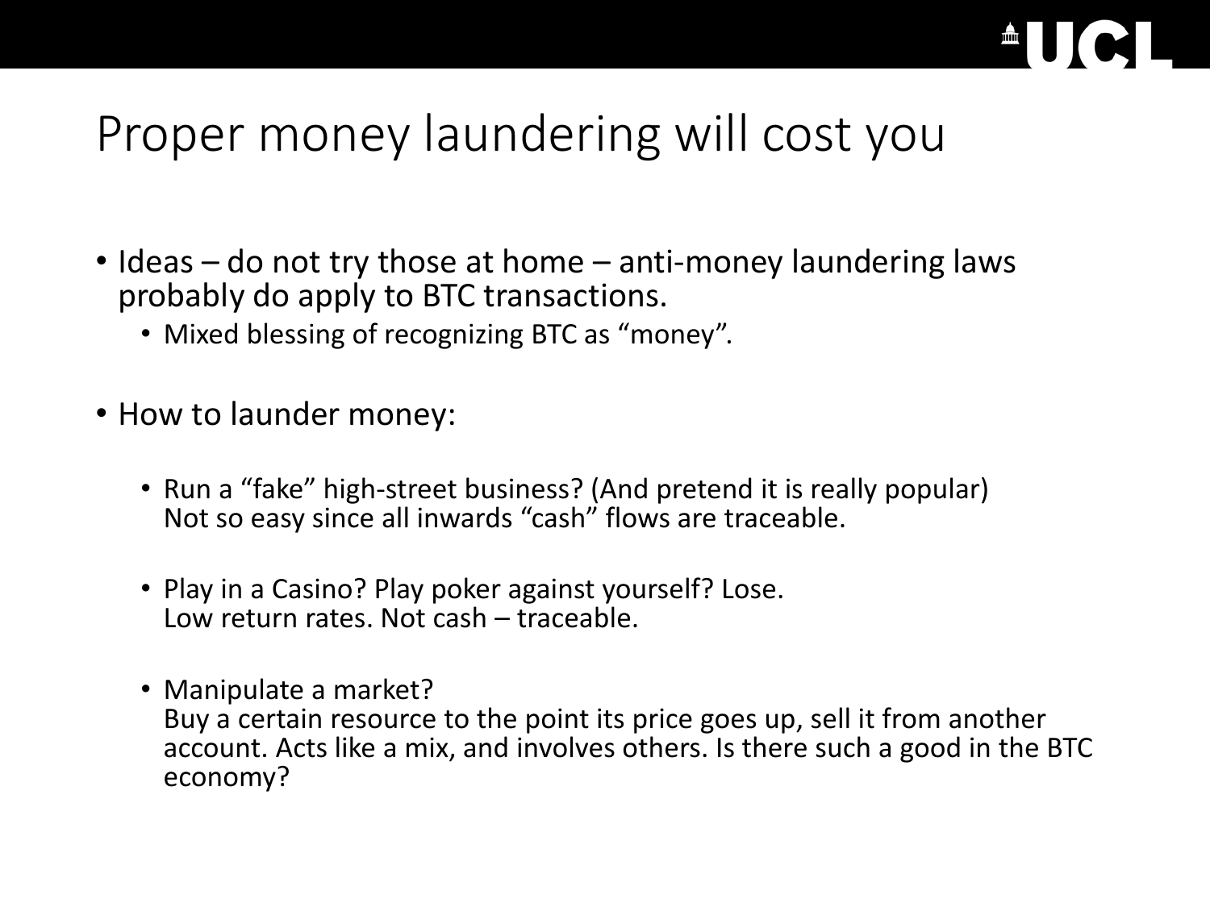# Proper money laundering will cost you

- Ideas – do not try those at home – anti-money laundering laws probably do apply to BTC transactions.
  - Mixed blessing of recognizing BTC as "money".

- How to launder money:
  - Run a "fake" high-street business? (And pretend it is really popular)
    Not so easy since all inwards "cash" flows are traceable.
  - Play in a Casino? Play poker against yourself? Lose.
    Low return rates. Not cash – traceable.
  - Manipulate a market?
    Buy a certain resource to the point its price goes up, sell it from another account. Acts like a mix, and involves others. Is there such a good in the BTC economy?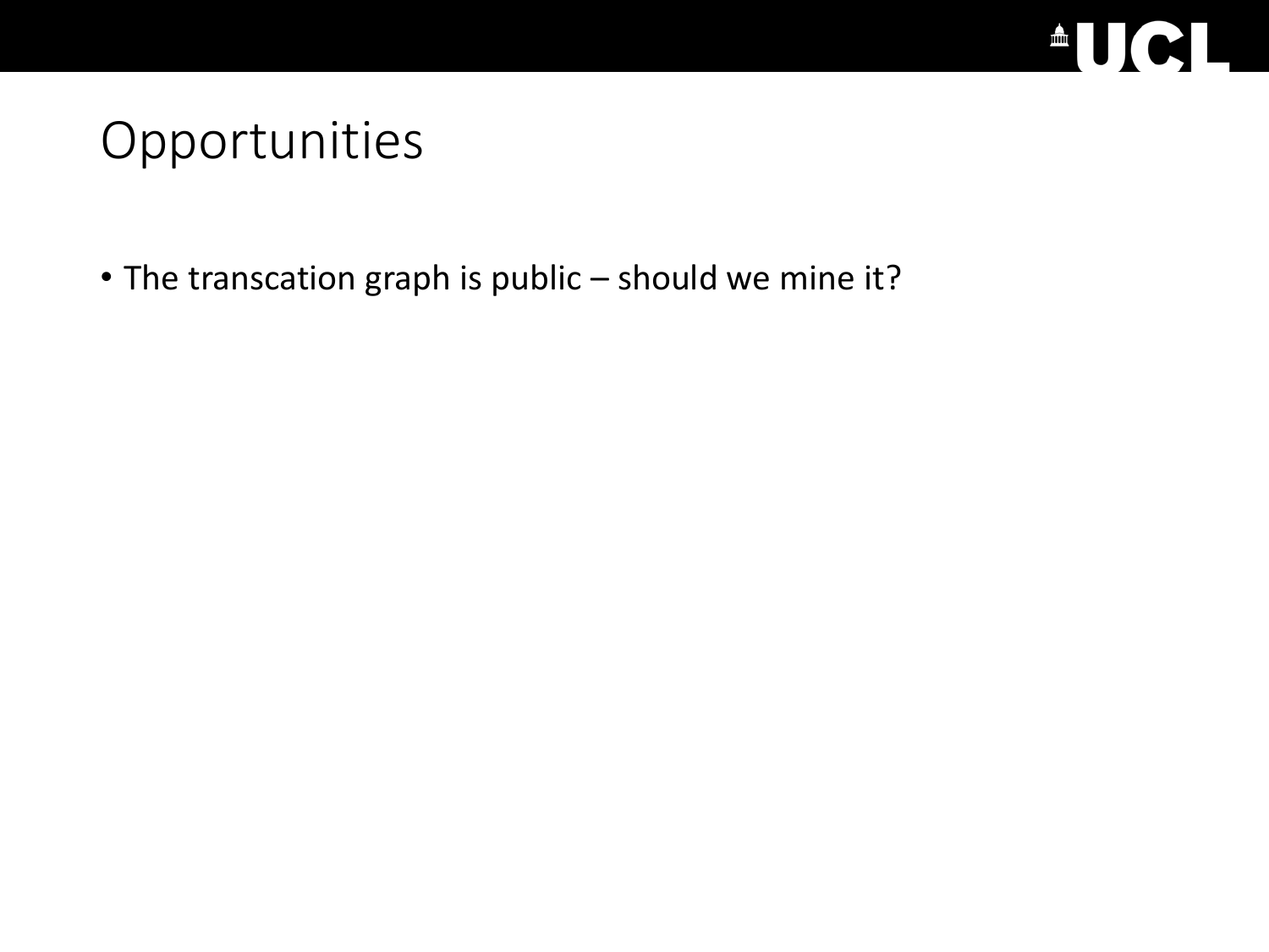# Opportunities

- The transcation graph is public – should we mine it?